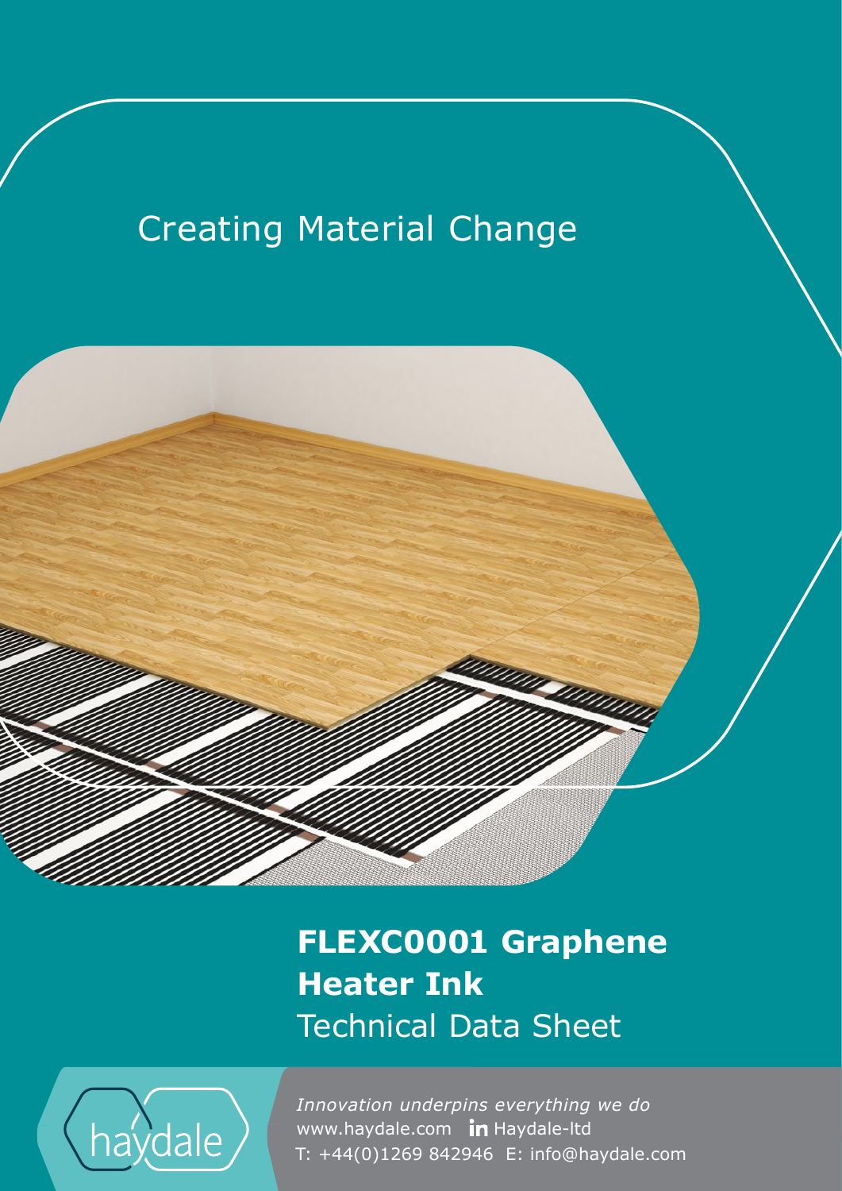Creating Material Change

# FLEXC0001 Graphene Heater Ink

Technical Data Sheet

haydale

*Innovation underpins everything we do*

www.haydale.com Haydale-ltd

T: +44(0)1269 842946 E: info@haydale.com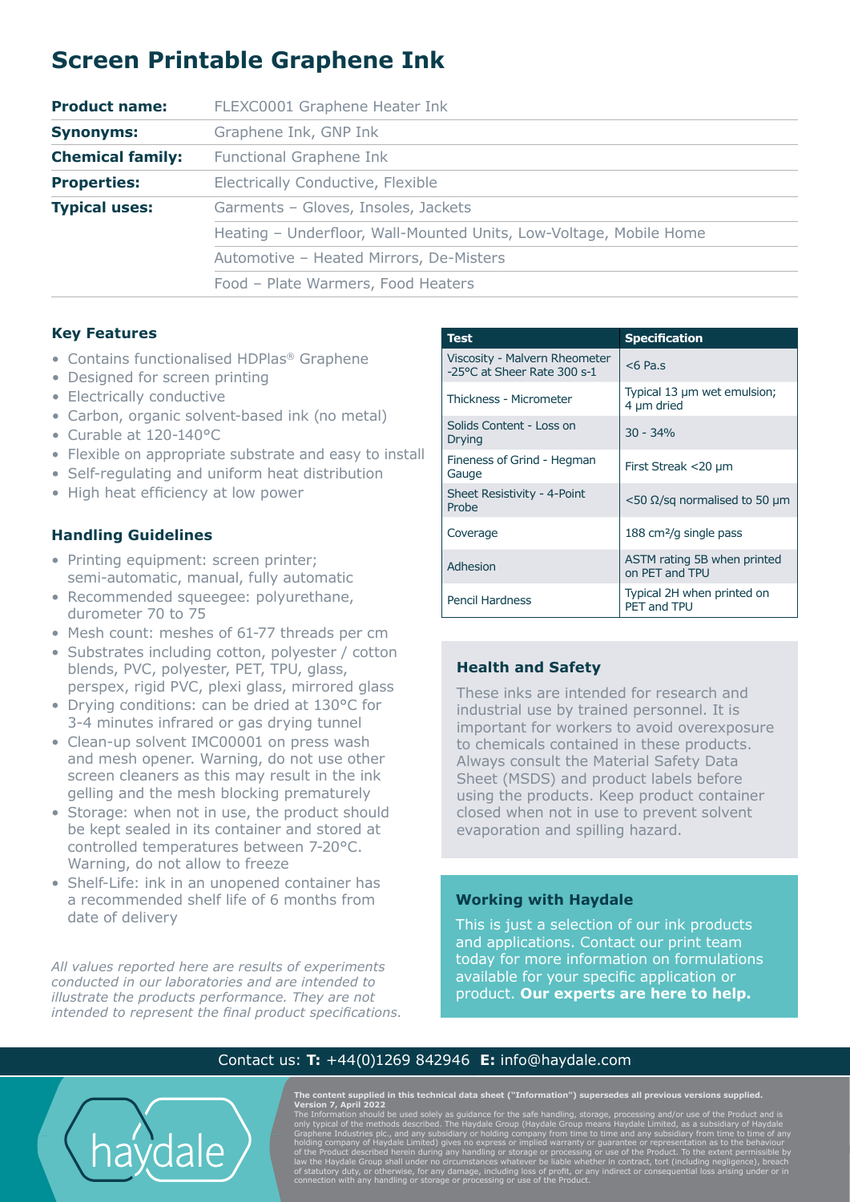# Screen Printable Graphene Ink

| | |
|---|---|
| **Product name:** | FLEXC0001 Graphene Heater Ink |
| **Synonyms:** | Graphene Ink, GNP Ink |
| **Chemical family:** | Functional Graphene Ink |
| **Properties:** | Electrically Conductive, Flexible |
| **Typical uses:** | Garments – Gloves, Insoles, Jackets |
| | Heating – Underfloor, Wall-Mounted Units, Low-Voltage, Mobile Home |
| | Automotive – Heated Mirrors, De-Misters |
| | Food – Plate Warmers, Food Heaters |

## Key Features

- Contains functionalised HDPlas® Graphene
- Designed for screen printing
- Electrically conductive
- Carbon, organic solvent-based ink (no metal)
- Curable at 120-140°C
- Flexible on appropriate substrate and easy to install
- Self-regulating and uniform heat distribution
- High heat efficiency at low power

## Handling Guidelines

- Printing equipment: screen printer; semi-automatic, manual, fully automatic
- Recommended squeegee: polyurethane, durometer 70 to 75
- Mesh count: meshes of 61-77 threads per cm
- Substrates including cotton, polyester / cotton blends, PVC, polyester, PET, TPU, glass, perspex, rigid PVC, plexi glass, mirrored glass
- Drying conditions: can be dried at 130°C for 3-4 minutes infrared or gas drying tunnel
- Clean-up solvent IMC00001 on press wash and mesh opener. Warning, do not use other screen cleaners as this may result in the ink gelling and the mesh blocking prematurely
- Storage: when not in use, the product should be kept sealed in its container and stored at controlled temperatures between 7-20°C. Warning, do not allow to freeze
- Shelf-Life: ink in an unopened container has a recommended shelf life of 6 months from date of delivery

*All values reported here are results of experiments conducted in our laboratories and are intended to illustrate the products performance. They are not intended to represent the final product specifications.*

| Test | Specification |
|---|---|
| Viscosity - Malvern Rheometer -25°C at Sheer Rate 300 s-1 | <6 Pa.s |
| Thickness - Micrometer | Typical 13 µm wet emulsion; 4 µm dried |
| Solids Content - Loss on Drying | 30 - 34% |
| Fineness of Grind - Hegman Gauge | First Streak <20 µm |
| Sheet Resistivity - 4-Point Probe | <50 Ω/sq normalised to 50 µm |
| Coverage | 188 cm²/g single pass |
| Adhesion | ASTM rating 5B when printed on PET and TPU |
| Pencil Hardness | Typical 2H when printed on PET and TPU |

## Health and Safety

These inks are intended for research and industrial use by trained personnel. It is important for workers to avoid overexposure to chemicals contained in these products. Always consult the Material Safety Data Sheet (MSDS) and product labels before using the products. Keep product container closed when not in use to prevent solvent evaporation and spilling hazard.

## Working with Haydale

This is just a selection of our ink products and applications. Contact our print team today for more information on formulations available for your specific application or product. **Our experts are here to help.**

Contact us: **T:** +44(0)1269 842946 **E:** info@haydale.com

haydale

**The content supplied in this technical data sheet ("Information") supersedes all previous versions supplied.**
**Version 7, April 2022**
The Information should be used solely as guidance for the safe handling, storage, processing and/or use of the Product and is only typical of the methods described. The Haydale Group (Haydale Group means Haydale Limited, as a subsidiary of Haydale Graphene Industries plc., and any subsidiary or holding company from time to time and any subsidiary from time to time of any holding company of Haydale Limited) gives no express or implied warranty or guarantee or representation as to the behaviour of the Product described herein during any handling or storage or processing or use of the Product. To the extent permissible by law the Haydale Group shall under no circumstances whatever be liable whether in contract, tort (including negligence), breach of statutory duty, or otherwise, for any damage, including loss of profit, or any indirect or consequential loss arising under or in connection with any handling or storage or processing or use of the Product.